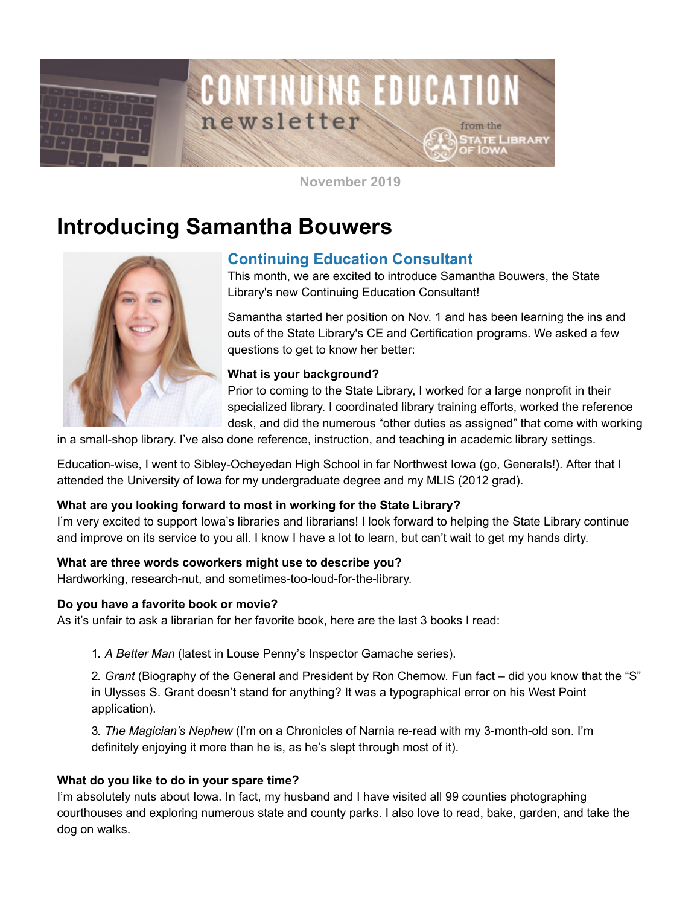CONTINUING EDUCATION newsletter from the State Library of Iowa

November 2019

# Introducing Samantha Bouwers

## Continuing Education Consultant

This month, we are excited to introduce Samantha Bouwers, the State Library's new Continuing Education Consultant!

Samantha started her position on Nov. 1 and has been learning the ins and outs of the State Library's CE and Certification programs. We asked a few questions to get to know her better:

**What is your background?**
Prior to coming to the State Library, I worked for a large nonprofit in their specialized library. I coordinated library training efforts, worked the reference desk, and did the numerous "other duties as assigned" that come with working in a small-shop library. I've also done reference, instruction, and teaching in academic library settings.

Education-wise, I went to Sibley-Ocheyedan High School in far Northwest Iowa (go, Generals!). After that I attended the University of Iowa for my undergraduate degree and my MLIS (2012 grad).

**What are you looking forward to most in working for the State Library?**
I'm very excited to support Iowa's libraries and librarians! I look forward to helping the State Library continue and improve on its service to you all. I know I have a lot to learn, but can't wait to get my hands dirty.

**What are three words coworkers might use to describe you?**
Hardworking, research-nut, and sometimes-too-loud-for-the-library.

**Do you have a favorite book or movie?**
As it's unfair to ask a librarian for her favorite book, here are the last 3 books I read:

1. *A Better Man* (latest in Louse Penny's Inspector Gamache series).
2. *Grant* (Biography of the General and President by Ron Chernow. Fun fact – did you know that the "S" in Ulysses S. Grant doesn't stand for anything? It was a typographical error on his West Point application).
3. *The Magician's Nephew* (I'm on a Chronicles of Narnia re-read with my 3-month-old son. I'm definitely enjoying it more than he is, as he's slept through most of it).

**What do you like to do in your spare time?**
I'm absolutely nuts about Iowa. In fact, my husband and I have visited all 99 counties photographing courthouses and exploring numerous state and county parks. I also love to read, bake, garden, and take the dog on walks.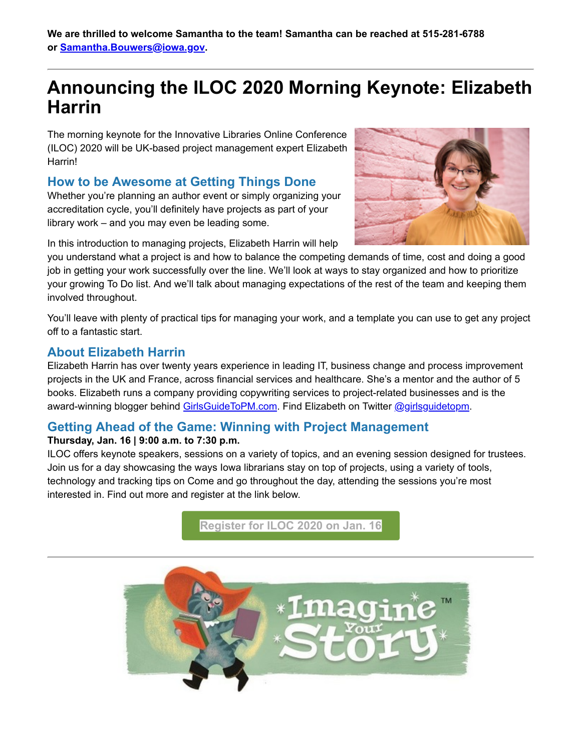**We are thrilled to welcome Samantha to the team! Samantha can be reached at 515-281-6788 or [Samantha.Bouwers@iowa.gov](mailto:Samantha.Bouwers@iowa.gov).**

---

# Announcing the ILOC 2020 Morning Keynote: Elizabeth Harrin

The morning keynote for the Innovative Libraries Online Conference (ILOC) 2020 will be UK-based project management expert Elizabeth Harrin!

### How to be Awesome at Getting Things Done

Whether you're planning an author event or simply organizing your accreditation cycle, you'll definitely have projects as part of your library work – and you may even be leading some.

In this introduction to managing projects, Elizabeth Harrin will help you understand what a project is and how to balance the competing demands of time, cost and doing a good job in getting your work successfully over the line. We'll look at ways to stay organized and how to prioritize your growing To Do list. And we'll talk about managing expectations of the rest of the team and keeping them involved throughout.

You'll leave with plenty of practical tips for managing your work, and a template you can use to get any project off to a fantastic start.

### About Elizabeth Harrin

Elizabeth Harrin has over twenty years experience in leading IT, business change and process improvement projects in the UK and France, across financial services and healthcare. She's a mentor and the author of 5 books. Elizabeth runs a company providing copywriting services to project-related businesses and is the award-winning blogger behind GirlsGuideToPM.com. Find Elizabeth on Twitter @girlsguidetopm.

### Getting Ahead of the Game: Winning with Project Management

**Thursday, Jan. 16 | 9:00 a.m. to 7:30 p.m.**

ILOC offers keynote speakers, sessions on a variety of topics, and an evening session designed for trustees. Join us for a day showcasing the ways Iowa librarians stay on top of projects, using a variety of tools, technology and tracking tips on Come and go throughout the day, attending the sessions you're most interested in. Find out more and register at the link below.

Register for ILOC 2020 on Jan. 16

---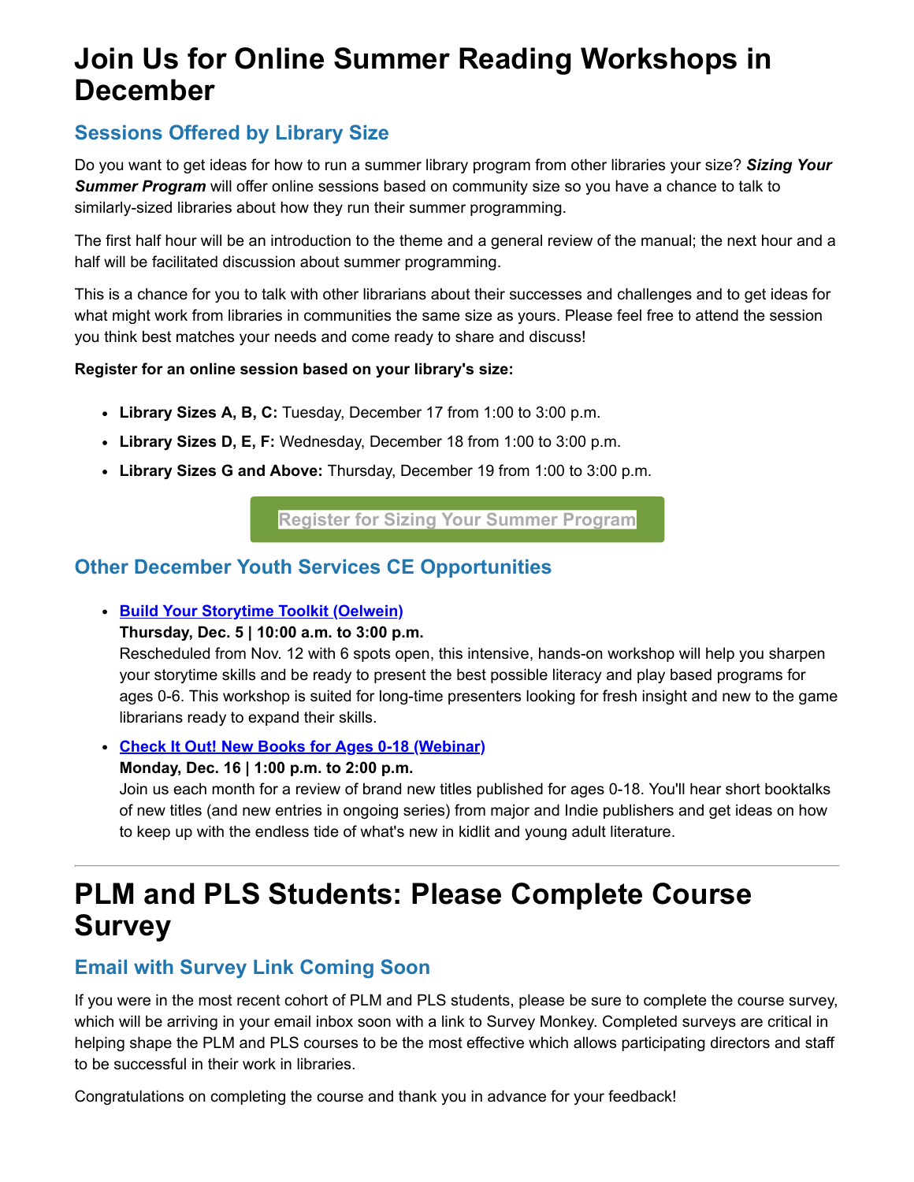# Join Us for Online Summer Reading Workshops in December

## Sessions Offered by Library Size

Do you want to get ideas for how to run a summer library program from other libraries your size? ***Sizing Your Summer Program*** will offer online sessions based on community size so you have a chance to talk to similarly-sized libraries about how they run their summer programming.

The first half hour will be an introduction to the theme and a general review of the manual; the next hour and a half will be facilitated discussion about summer programming.

This is a chance for you to talk with other librarians about their successes and challenges and to get ideas for what might work from libraries in communities the same size as yours. Please feel free to attend the session you think best matches your needs and come ready to share and discuss!

**Register for an online session based on your library's size:**

- **Library Sizes A, B, C:** Tuesday, December 17 from 1:00 to 3:00 p.m.
- **Library Sizes D, E, F:** Wednesday, December 18 from 1:00 to 3:00 p.m.
- **Library Sizes G and Above:** Thursday, December 19 from 1:00 to 3:00 p.m.

Register for Sizing Your Summer Program

## Other December Youth Services CE Opportunities

- **Build Your Storytime Toolkit (Oelwein)**
  **Thursday, Dec. 5 | 10:00 a.m. to 3:00 p.m.**
  Rescheduled from Nov. 12 with 6 spots open, this intensive, hands-on workshop will help you sharpen your storytime skills and be ready to present the best possible literacy and play based programs for ages 0-6. This workshop is suited for long-time presenters looking for fresh insight and new to the game librarians ready to expand their skills.
- **Check It Out! New Books for Ages 0-18 (Webinar)**
  **Monday, Dec. 16 | 1:00 p.m. to 2:00 p.m.**
  Join us each month for a review of brand new titles published for ages 0-18. You'll hear short booktalks of new titles (and new entries in ongoing series) from major and Indie publishers and get ideas on how to keep up with the endless tide of what's new in kidlit and young adult literature.

---

# PLM and PLS Students: Please Complete Course Survey

## Email with Survey Link Coming Soon

If you were in the most recent cohort of PLM and PLS students, please be sure to complete the course survey, which will be arriving in your email inbox soon with a link to Survey Monkey. Completed surveys are critical in helping shape the PLM and PLS courses to be the most effective which allows participating directors and staff to be successful in their work in libraries.

Congratulations on completing the course and thank you in advance for your feedback!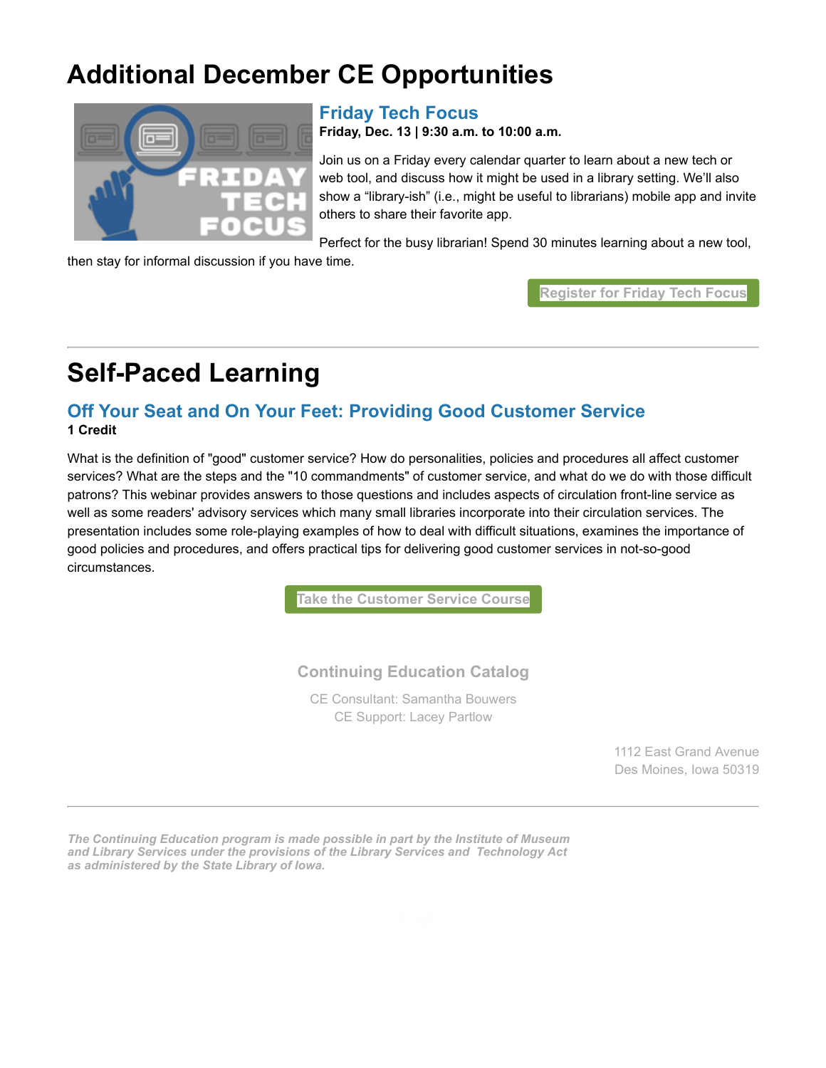# Additional December CE Opportunities

## Friday Tech Focus

**Friday, Dec. 13 | 9:30 a.m. to 10:00 a.m.**

Join us on a Friday every calendar quarter to learn about a new tech or web tool, and discuss how it might be used in a library setting. We'll also show a "library-ish" (i.e., might be useful to librarians) mobile app and invite others to share their favorite app.

Perfect for the busy librarian! Spend 30 minutes learning about a new tool, then stay for informal discussion if you have time.

Register for Friday Tech Focus

---

# Self-Paced Learning

## Off Your Seat and On Your Feet: Providing Good Customer Service

**1 Credit**

What is the definition of "good" customer service? How do personalities, policies and procedures all affect customer services? What are the steps and the "10 commandments" of customer service, and what do we do with those difficult patrons? This webinar provides answers to those questions and includes aspects of circulation front-line service as well as some readers' advisory services which many small libraries incorporate into their circulation services. The presentation includes some role-playing examples of how to deal with difficult situations, examines the importance of good policies and procedures, and offers practical tips for delivering good customer services in not-so-good circumstances.

Take the Customer Service Course

**Continuing Education Catalog**

CE Consultant: Samantha Bouwers
CE Support: Lacey Partlow

1112 East Grand Avenue
Des Moines, Iowa 50319

---

***The Continuing Education program is made possible in part by the Institute of Museum and Library Services under the provisions of the Library Services and Technology Act as administered by the State Library of Iowa.***